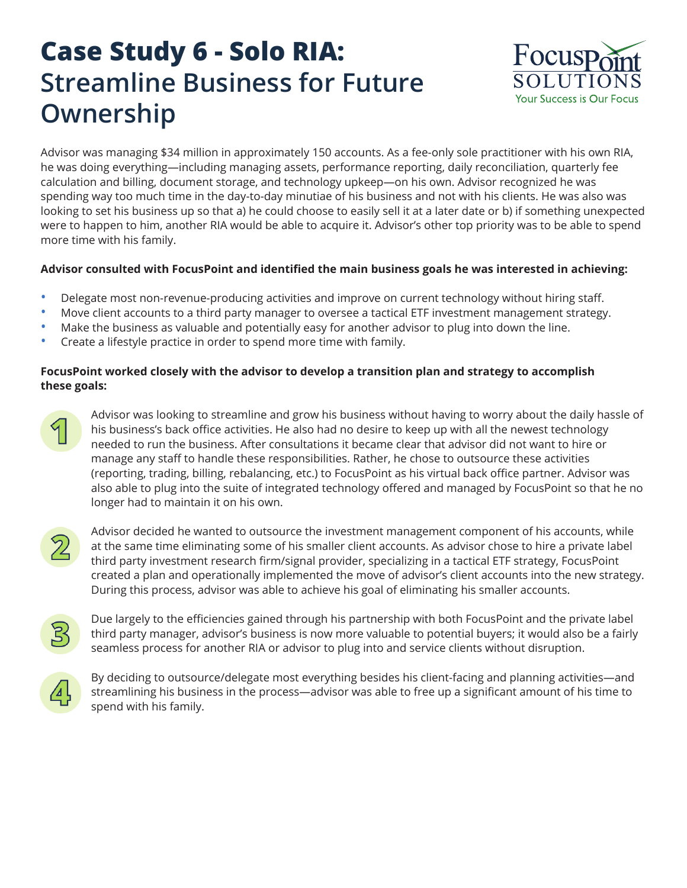# Case Study 6 - Solo RIA: Streamline Business for Future Ownership

Advisor was managing $34 million in approximately 150 accounts. As a fee-only sole practitioner with his own RIA, he was doing everything—including managing assets, performance reporting, daily reconciliation, quarterly fee calculation and billing, document storage, and technology upkeep—on his own. Advisor recognized he was spending way too much time in the day-to-day minutiae of his business and not with his clients. He was also was looking to set his business up so that a) he could choose to easily sell it at a later date or b) if something unexpected were to happen to him, another RIA would be able to acquire it. Advisor's other top priority was to be able to spend more time with his family.

**Advisor consulted with FocusPoint and identified the main business goals he was interested in achieving:**

- Delegate most non-revenue-producing activities and improve on current technology without hiring staff.
- Move client accounts to a third party manager to oversee a tactical ETF investment management strategy.
- Make the business as valuable and potentially easy for another advisor to plug into down the line.
- Create a lifestyle practice in order to spend more time with family.

**FocusPoint worked closely with the advisor to develop a transition plan and strategy to accomplish these goals:**

1. Advisor was looking to streamline and grow his business without having to worry about the daily hassle of his business's back office activities. He also had no desire to keep up with all the newest technology needed to run the business. After consultations it became clear that advisor did not want to hire or manage any staff to handle these responsibilities. Rather, he chose to outsource these activities (reporting, trading, billing, rebalancing, etc.) to FocusPoint as his virtual back office partner. Advisor was also able to plug into the suite of integrated technology offered and managed by FocusPoint so that he no longer had to maintain it on his own.

2. Advisor decided he wanted to outsource the investment management component of his accounts, while at the same time eliminating some of his smaller client accounts. As advisor chose to hire a private label third party investment research firm/signal provider, specializing in a tactical ETF strategy, FocusPoint created a plan and operationally implemented the move of advisor's client accounts into the new strategy. During this process, advisor was able to achieve his goal of eliminating his smaller accounts.

3. Due largely to the efficiencies gained through his partnership with both FocusPoint and the private label third party manager, advisor's business is now more valuable to potential buyers; it would also be a fairly seamless process for another RIA or advisor to plug into and service clients without disruption.

4. By deciding to outsource/delegate most everything besides his client-facing and planning activities—and streamlining his business in the process—advisor was able to free up a significant amount of his time to spend with his family.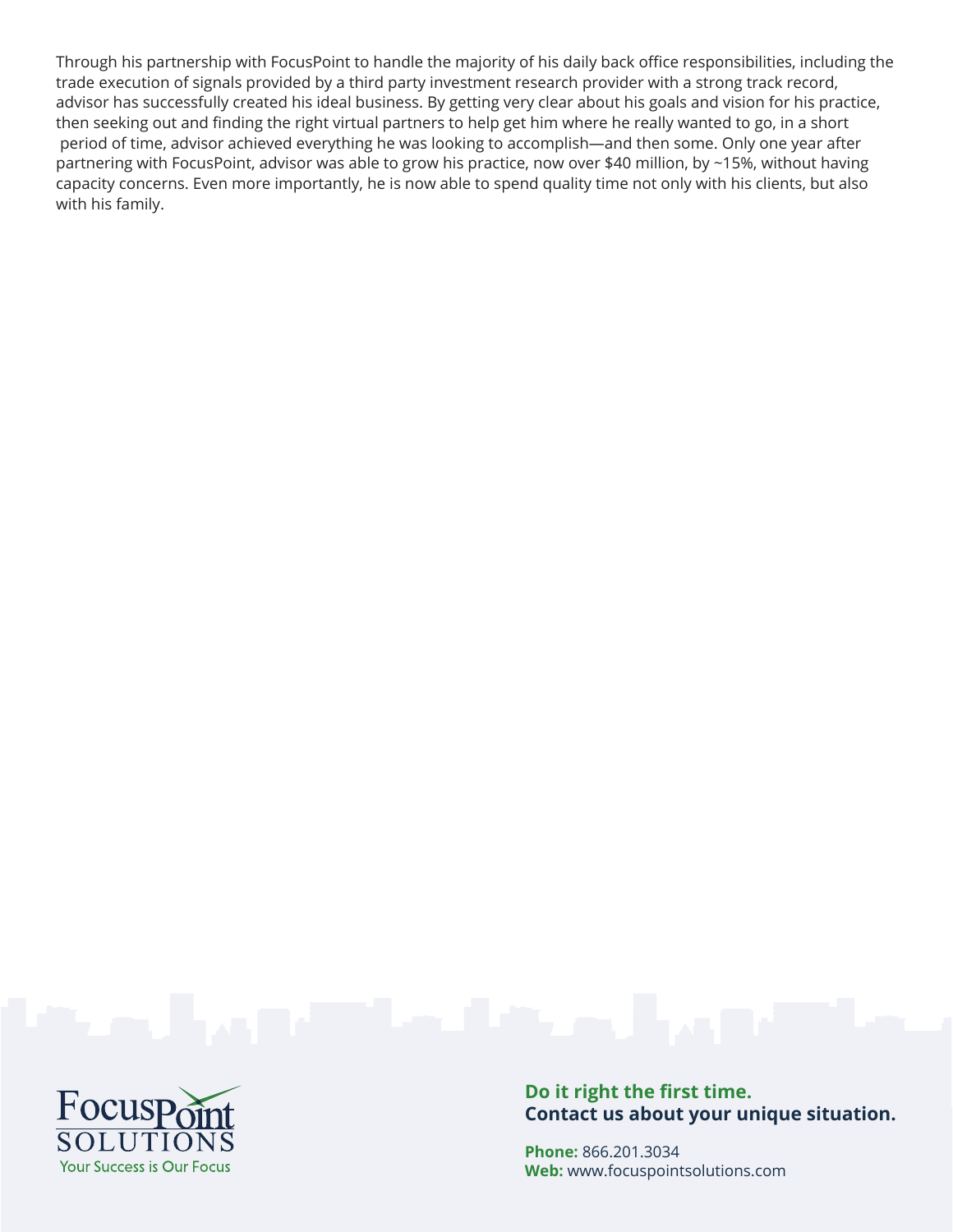Through his partnership with FocusPoint to handle the majority of his daily back office responsibilities, including the trade execution of signals provided by a third party investment research provider with a strong track record, advisor has successfully created his ideal business. By getting very clear about his goals and vision for his practice, then seeking out and finding the right virtual partners to help get him where he really wanted to go, in a short period of time, advisor achieved everything he was looking to accomplish—and then some. Only one year after partnering with FocusPoint, advisor was able to grow his practice, now over $40 million, by ~15%, without having capacity concerns. Even more importantly, he is now able to spend quality time not only with his clients, but also with his family.

FocusPoint
SOLUTIONS
Your Success is Our Focus

**Do it right the first time.**
**Contact us about your unique situation.**

**Phone:** 866.201.3034
**Web:** www.focuspointsolutions.com